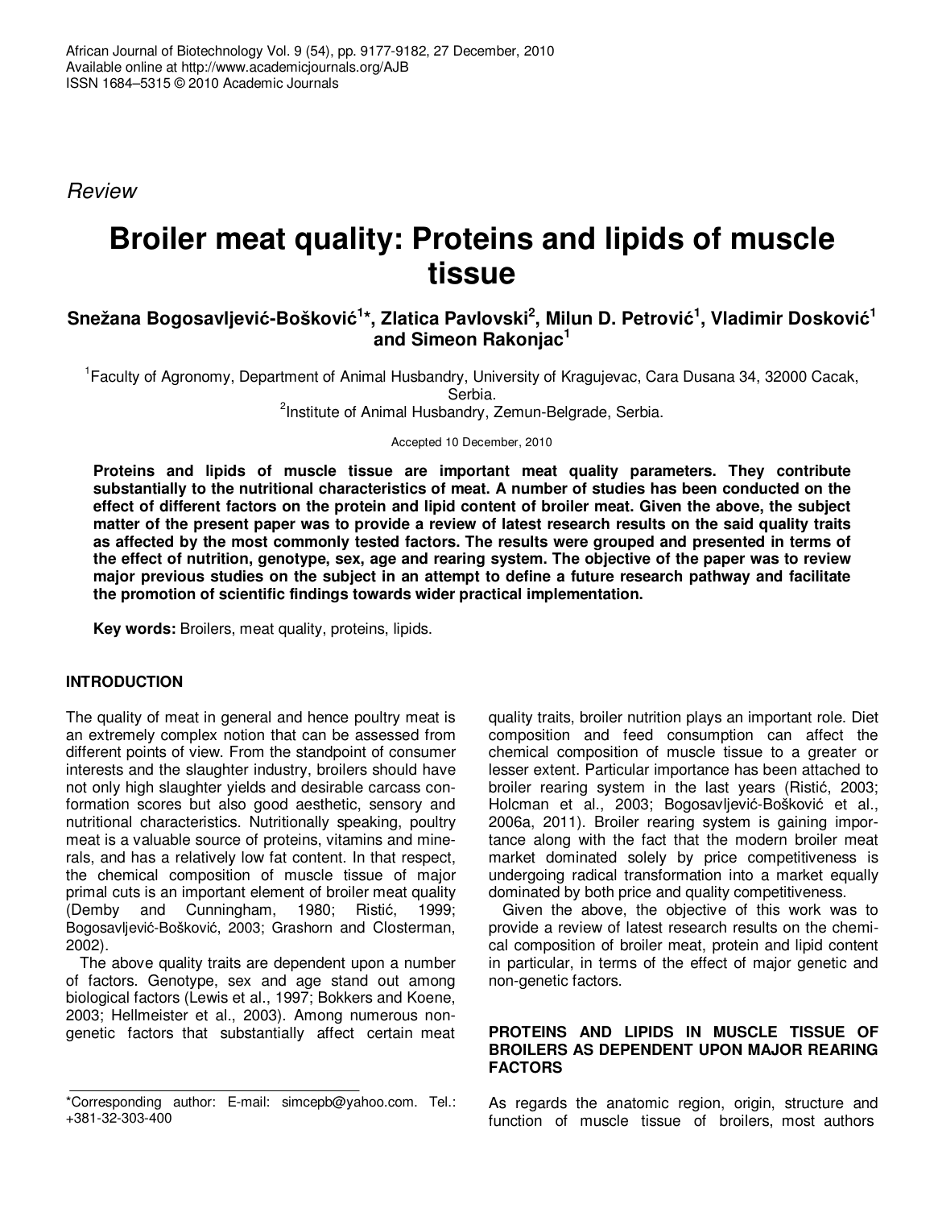*Review*

# Broiler meat quality: Proteins and lipids of muscle tissue

**Snežana Bogosavljević-Bošković[1]*, Zlatica Pavlovski[2], Milun D. Petrović[1], Vladimir Dosković[1] and Simeon Rakonjac[1]**

[1]Faculty of Agronomy, Department of Animal Husbandry, University of Kragujevac, Cara Dusana 34, 32000 Cacak, Serbia.

[2]Institute of Animal Husbandry, Zemun-Belgrade, Serbia.

Accepted 10 December, 2010

**Proteins and lipids of muscle tissue are important meat quality parameters. They contribute substantially to the nutritional characteristics of meat. A number of studies has been conducted on the effect of different factors on the protein and lipid content of broiler meat. Given the above, the subject matter of the present paper was to provide a review of latest research results on the said quality traits as affected by the most commonly tested factors. The results were grouped and presented in terms of the effect of nutrition, genotype, sex, age and rearing system. The objective of the paper was to review major previous studies on the subject in an attempt to define a future research pathway and facilitate the promotion of scientific findings towards wider practical implementation.**

**Key words:** Broilers, meat quality, proteins, lipids.

## INTRODUCTION

The quality of meat in general and hence poultry meat is an extremely complex notion that can be assessed from different points of view. From the standpoint of consumer interests and the slaughter industry, broilers should have not only high slaughter yields and desirable carcass conformation scores but also good aesthetic, sensory and nutritional characteristics. Nutritionally speaking, poultry meat is a valuable source of proteins, vitamins and minerals, and has a relatively low fat content. In that respect, the chemical composition of muscle tissue of major primal cuts is an important element of broiler meat quality (Demby and Cunningham, 1980; Ristić, 1999; Bogosavljević-Bošković, 2003; Grashorn and Closterman, 2002).

The above quality traits are dependent upon a number of factors. Genotype, sex and age stand out among biological factors (Lewis et al., 1997; Bokkers and Koene, 2003; Hellmeister et al., 2003). Among numerous non-genetic factors that substantially affect certain meat quality traits, broiler nutrition plays an important role. Diet composition and feed consumption can affect the chemical composition of muscle tissue to a greater or lesser extent. Particular importance has been attached to broiler rearing system in the last years (Ristić, 2003; Holcman et al., 2003; Bogosavljević-Bošković et al., 2006a, 2011). Broiler rearing system is gaining importance along with the fact that the modern broiler meat market dominated solely by price competitiveness is undergoing radical transformation into a market equally dominated by both price and quality competitiveness.

Given the above, the objective of this work was to provide a review of latest research results on the chemical composition of broiler meat, protein and lipid content in particular, in terms of the effect of major genetic and non-genetic factors.

## PROTEINS AND LIPIDS IN MUSCLE TISSUE OF BROILERS AS DEPENDENT UPON MAJOR REARING FACTORS

As regards the anatomic region, origin, structure and function of muscle tissue of broilers, most authors

*Corresponding author: E-mail: simcepb@yahoo.com. Tel.: +381-32-303-400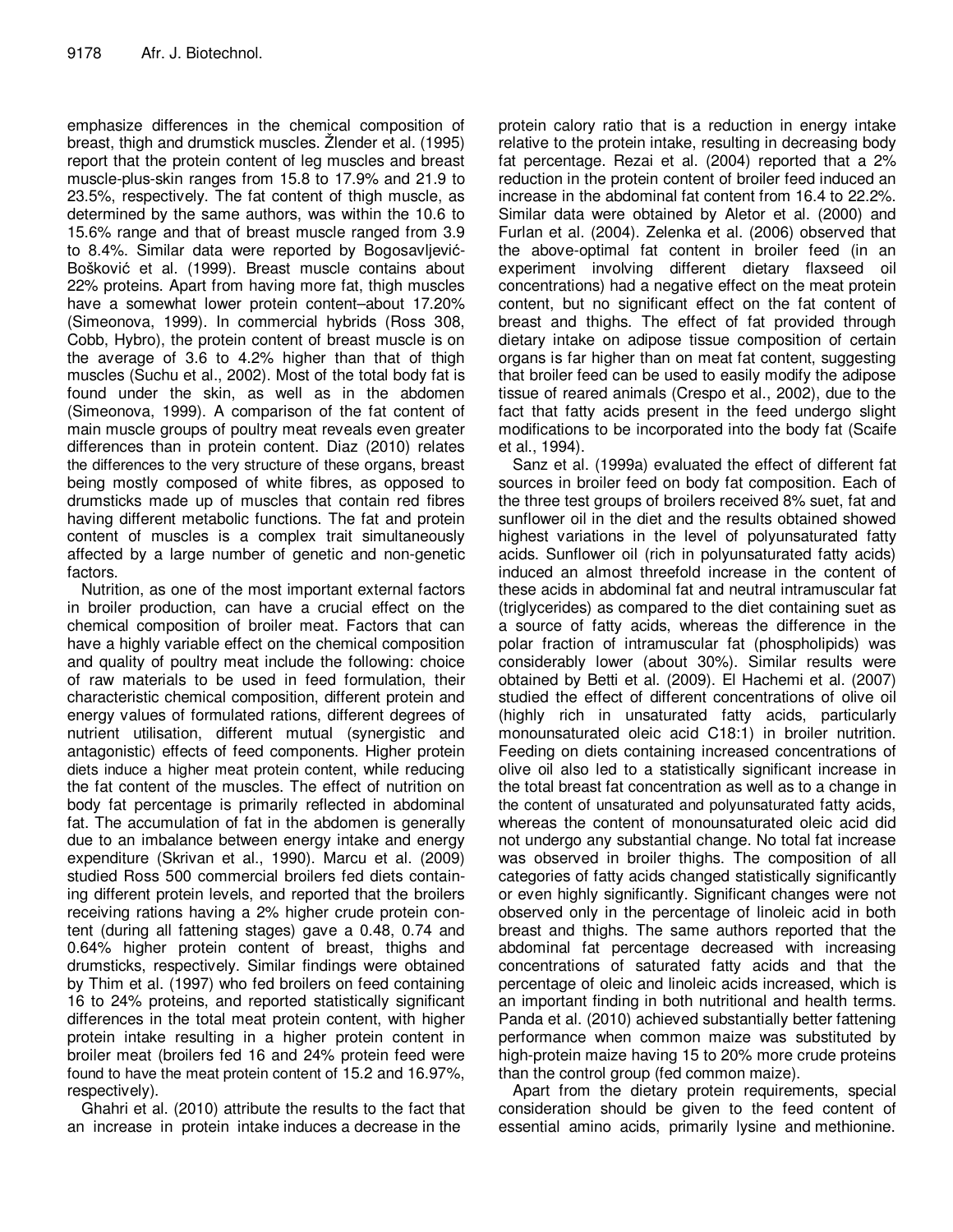emphasize differences in the chemical composition of breast, thigh and drumstick muscles. Žlender et al. (1995) report that the protein content of leg muscles and breast muscle-plus-skin ranges from 15.8 to 17.9% and 21.9 to 23.5%, respectively. The fat content of thigh muscle, as determined by the same authors, was within the 10.6 to 15.6% range and that of breast muscle ranged from 3.9 to 8.4%. Similar data were reported by Bogosavljević-Bošković et al. (1999). Breast muscle contains about 22% proteins. Apart from having more fat, thigh muscles have a somewhat lower protein content–about 17.20% (Simeonova, 1999). In commercial hybrids (Ross 308, Cobb, Hybro), the protein content of breast muscle is on the average of 3.6 to 4.2% higher than that of thigh muscles (Suchu et al., 2002). Most of the total body fat is found under the skin, as well as in the abdomen (Simeonova, 1999). A comparison of the fat content of main muscle groups of poultry meat reveals even greater differences than in protein content. Diaz (2010) relates the differences to the very structure of these organs, breast being mostly composed of white fibres, as opposed to drumsticks made up of muscles that contain red fibres having different metabolic functions. The fat and protein content of muscles is a complex trait simultaneously affected by a large number of genetic and non-genetic factors.

Nutrition, as one of the most important external factors in broiler production, can have a crucial effect on the chemical composition of broiler meat. Factors that can have a highly variable effect on the chemical composition and quality of poultry meat include the following: choice of raw materials to be used in feed formulation, their characteristic chemical composition, different protein and energy values of formulated rations, different degrees of nutrient utilisation, different mutual (synergistic and antagonistic) effects of feed components. Higher protein diets induce a higher meat protein content, while reducing the fat content of the muscles. The effect of nutrition on body fat percentage is primarily reflected in abdominal fat. The accumulation of fat in the abdomen is generally due to an imbalance between energy intake and energy expenditure (Skrivan et al., 1990). Marcu et al. (2009) studied Ross 500 commercial broilers fed diets containing different protein levels, and reported that the broilers receiving rations having a 2% higher crude protein content (during all fattening stages) gave a 0.48, 0.74 and 0.64% higher protein content of breast, thighs and drumsticks, respectively. Similar findings were obtained by Thim et al. (1997) who fed broilers on feed containing 16 to 24% proteins, and reported statistically significant differences in the total meat protein content, with higher protein intake resulting in a higher protein content in broiler meat (broilers fed 16 and 24% protein feed were found to have the meat protein content of 15.2 and 16.97%, respectively).

Ghahri et al. (2010) attribute the results to the fact that an increase in protein intake induces a decrease in the protein calory ratio that is a reduction in energy intake relative to the protein intake, resulting in decreasing body fat percentage. Rezai et al. (2004) reported that a 2% reduction in the protein content of broiler feed induced an increase in the abdominal fat content from 16.4 to 22.2%. Similar data were obtained by Aletor et al. (2000) and Furlan et al. (2004). Zelenka et al. (2006) observed that the above-optimal fat content in broiler feed (in an experiment involving different dietary flaxseed oil concentrations) had a negative effect on the meat protein content, but no significant effect on the fat content of breast and thighs. The effect of fat provided through dietary intake on adipose tissue composition of certain organs is far higher than on meat fat content, suggesting that broiler feed can be used to easily modify the adipose tissue of reared animals (Crespo et al., 2002), due to the fact that fatty acids present in the feed undergo slight modifications to be incorporated into the body fat (Scaife et al., 1994).

Sanz et al. (1999a) evaluated the effect of different fat sources in broiler feed on body fat composition. Each of the three test groups of broilers received 8% suet, fat and sunflower oil in the diet and the results obtained showed highest variations in the level of polyunsaturated fatty acids. Sunflower oil (rich in polyunsaturated fatty acids) induced an almost threefold increase in the content of these acids in abdominal fat and neutral intramuscular fat (triglycerides) as compared to the diet containing suet as a source of fatty acids, whereas the difference in the polar fraction of intramuscular fat (phospholipids) was considerably lower (about 30%). Similar results were obtained by Betti et al. (2009). El Hachemi et al. (2007) studied the effect of different concentrations of olive oil (highly rich in unsaturated fatty acids, particularly monounsaturated oleic acid C18:1) in broiler nutrition. Feeding on diets containing increased concentrations of olive oil also led to a statistically significant increase in the total breast fat concentration as well as to a change in the content of unsaturated and polyunsaturated fatty acids, whereas the content of monounsaturated oleic acid did not undergo any substantial change. No total fat increase was observed in broiler thighs. The composition of all categories of fatty acids changed statistically significantly or even highly significantly. Significant changes were not observed only in the percentage of linoleic acid in both breast and thighs. The same authors reported that the abdominal fat percentage decreased with increasing concentrations of saturated fatty acids and that the percentage of oleic and linoleic acids increased, which is an important finding in both nutritional and health terms. Panda et al. (2010) achieved substantially better fattening performance when common maize was substituted by high-protein maize having 15 to 20% more crude proteins than the control group (fed common maize).

Apart from the dietary protein requirements, special consideration should be given to the feed content of essential amino acids, primarily lysine and methionine.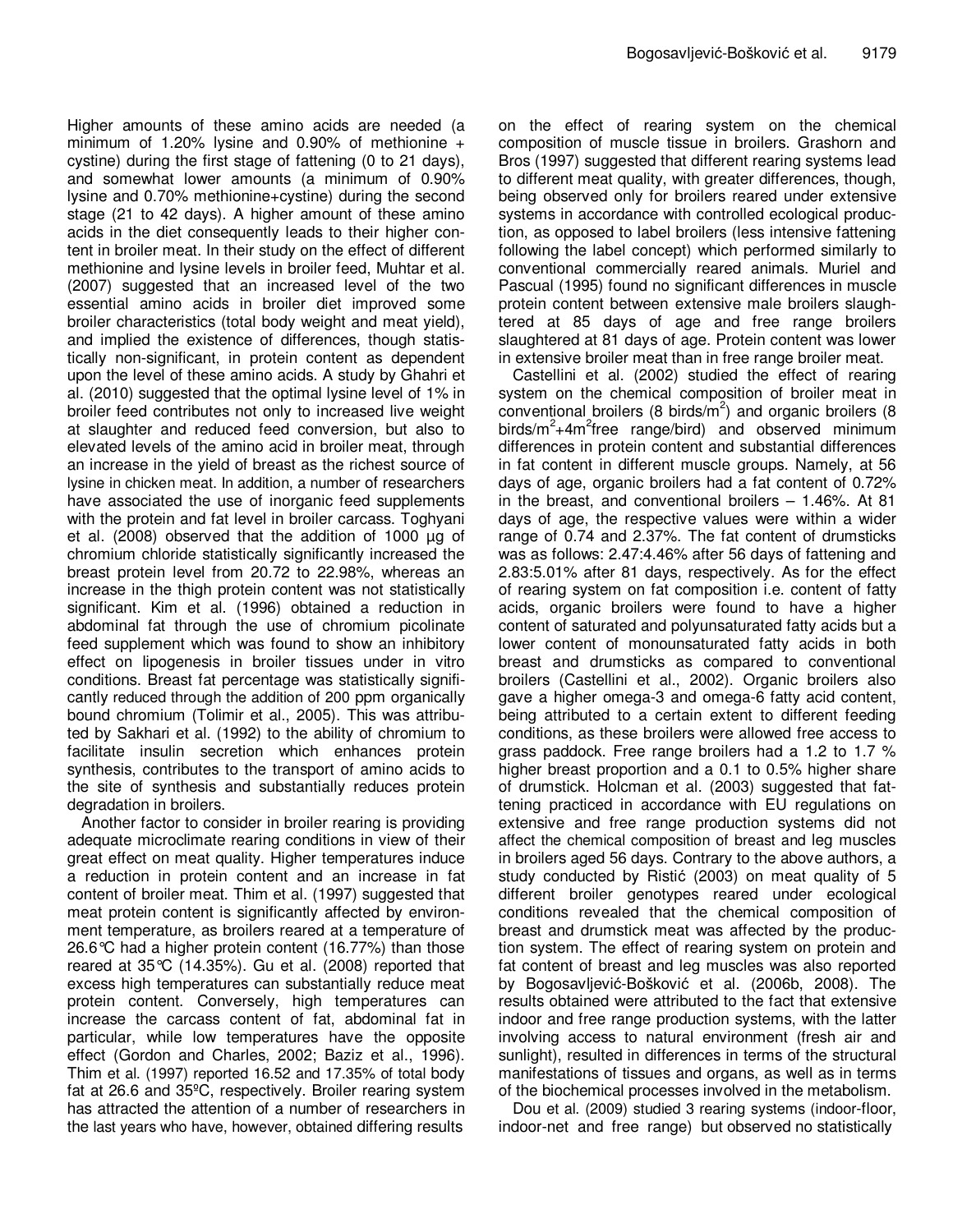Higher amounts of these amino acids are needed (a minimum of 1.20% lysine and 0.90% of methionine + cystine) during the first stage of fattening (0 to 21 days), and somewhat lower amounts (a minimum of 0.90% lysine and 0.70% methionine+cystine) during the second stage (21 to 42 days). A higher amount of these amino acids in the diet consequently leads to their higher content in broiler meat. In their study on the effect of different methionine and lysine levels in broiler feed, Muhtar et al. (2007) suggested that an increased level of the two essential amino acids in broiler diet improved some broiler characteristics (total body weight and meat yield), and implied the existence of differences, though statistically non-significant, in protein content as dependent upon the level of these amino acids. A study by Ghahri et al. (2010) suggested that the optimal lysine level of 1% in broiler feed contributes not only to increased live weight at slaughter and reduced feed conversion, but also to elevated levels of the amino acid in broiler meat, through an increase in the yield of breast as the richest source of lysine in chicken meat. In addition, a number of researchers have associated the use of inorganic feed supplements with the protein and fat level in broiler carcass. Toghyani et al. (2008) observed that the addition of 1000 µg of chromium chloride statistically significantly increased the breast protein level from 20.72 to 22.98%, whereas an increase in the thigh protein content was not statistically significant. Kim et al. (1996) obtained a reduction in abdominal fat through the use of chromium picolinate feed supplement which was found to show an inhibitory effect on lipogenesis in broiler tissues under in vitro conditions. Breast fat percentage was statistically significantly reduced through the addition of 200 ppm organically bound chromium (Tolimir et al., 2005). This was attributed by Sakhari et al. (1992) to the ability of chromium to facilitate insulin secretion which enhances protein synthesis, contributes to the transport of amino acids to the site of synthesis and substantially reduces protein degradation in broilers.

Another factor to consider in broiler rearing is providing adequate microclimate rearing conditions in view of their great effect on meat quality. Higher temperatures induce a reduction in protein content and an increase in fat content of broiler meat. Thim et al. (1997) suggested that meat protein content is significantly affected by environment temperature, as broilers reared at a temperature of 26.6°C had a higher protein content (16.77%) than those reared at 35°C (14.35%). Gu et al. (2008) reported that excess high temperatures can substantially reduce meat protein content. Conversely, high temperatures can increase the carcass content of fat, abdominal fat in particular, while low temperatures have the opposite effect (Gordon and Charles, 2002; Baziz et al., 1996). Thim et al. (1997) reported 16.52 and 17.35% of total body fat at 26.6 and 35ºC, respectively. Broiler rearing system has attracted the attention of a number of researchers in the last years who have, however, obtained differing results on the effect of rearing system on the chemical composition of muscle tissue in broilers. Grashorn and Bros (1997) suggested that different rearing systems lead to different meat quality, with greater differences, though, being observed only for broilers reared under extensive systems in accordance with controlled ecological production, as opposed to label broilers (less intensive fattening following the label concept) which performed similarly to conventional commercially reared animals. Muriel and Pascual (1995) found no significant differences in muscle protein content between extensive male broilers slaughtered at 85 days of age and free range broilers slaughtered at 81 days of age. Protein content was lower in extensive broiler meat than in free range broiler meat.

Castellini et al. (2002) studied the effect of rearing system on the chemical composition of broiler meat in conventional broilers (8 birds/m$^2$) and organic broilers (8 birds/m$^2$+4m$^2$free range/bird) and observed minimum differences in protein content and substantial differences in fat content in different muscle groups. Namely, at 56 days of age, organic broilers had a fat content of 0.72% in the breast, and conventional broilers – 1.46%. At 81 days of age, the respective values were within a wider range of 0.74 and 2.37%. The fat content of drumsticks was as follows: 2.47:4.46% after 56 days of fattening and 2.83:5.01% after 81 days, respectively. As for the effect of rearing system on fat composition i.e. content of fatty acids, organic broilers were found to have a higher content of saturated and polyunsaturated fatty acids but a lower content of monounsaturated fatty acids in both breast and drumsticks as compared to conventional broilers (Castellini et al., 2002). Organic broilers also gave a higher omega-3 and omega-6 fatty acid content, being attributed to a certain extent to different feeding conditions, as these broilers were allowed free access to grass paddock. Free range broilers had a 1.2 to 1.7 % higher breast proportion and a 0.1 to 0.5% higher share of drumstick. Holcman et al. (2003) suggested that fattening practiced in accordance with EU regulations on extensive and free range production systems did not affect the chemical composition of breast and leg muscles in broilers aged 56 days. Contrary to the above authors, a study conducted by Ristić (2003) on meat quality of 5 different broiler genotypes reared under ecological conditions revealed that the chemical composition of breast and drumstick meat was affected by the production system. The effect of rearing system on protein and fat content of breast and leg muscles was also reported by Bogosavljević-Bošković et al. (2006b, 2008). The results obtained were attributed to the fact that extensive indoor and free range production systems, with the latter involving access to natural environment (fresh air and sunlight), resulted in differences in terms of the structural manifestations of tissues and organs, as well as in terms of the biochemical processes involved in the metabolism.

Dou et al. (2009) studied 3 rearing systems (indoor-floor, indoor-net and free range) but observed no statistically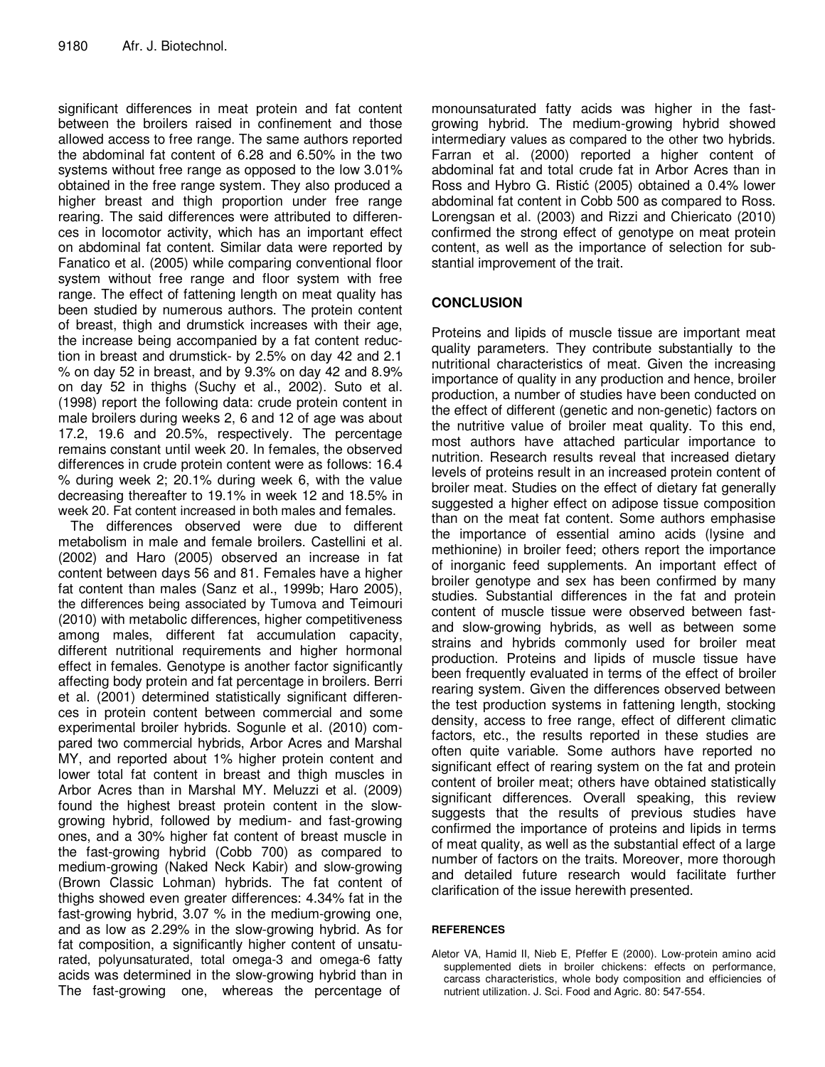significant differences in meat protein and fat content between the broilers raised in confinement and those allowed access to free range. The same authors reported the abdominal fat content of 6.28 and 6.50% in the two systems without free range as opposed to the low 3.01% obtained in the free range system. They also produced a higher breast and thigh proportion under free range rearing. The said differences were attributed to differences in locomotor activity, which has an important effect on abdominal fat content. Similar data were reported by Fanatico et al. (2005) while comparing conventional floor system without free range and floor system with free range. The effect of fattening length on meat quality has been studied by numerous authors. The protein content of breast, thigh and drumstick increases with their age, the increase being accompanied by a fat content reduction in breast and drumstick- by 2.5% on day 42 and 2.1 % on day 52 in breast, and by 9.3% on day 42 and 8.9% on day 52 in thighs (Suchy et al., 2002). Suto et al. (1998) report the following data: crude protein content in male broilers during weeks 2, 6 and 12 of age was about 17.2, 19.6 and 20.5%, respectively. The percentage remains constant until week 20. In females, the observed differences in crude protein content were as follows: 16.4 % during week 2; 20.1% during week 6, with the value decreasing thereafter to 19.1% in week 12 and 18.5% in week 20. Fat content increased in both males and females.

The differences observed were due to different metabolism in male and female broilers. Castellini et al. (2002) and Haro (2005) observed an increase in fat content between days 56 and 81. Females have a higher fat content than males (Sanz et al., 1999b; Haro 2005), the differences being associated by Tumova and Teimouri (2010) with metabolic differences, higher competitiveness among males, different fat accumulation capacity, different nutritional requirements and higher hormonal effect in females. Genotype is another factor significantly affecting body protein and fat percentage in broilers. Berri et al. (2001) determined statistically significant differences in protein content between commercial and some experimental broiler hybrids. Sogunle et al. (2010) compared two commercial hybrids, Arbor Acres and Marshal MY, and reported about 1% higher protein content and lower total fat content in breast and thigh muscles in Arbor Acres than in Marshal MY. Meluzzi et al. (2009) found the highest breast protein content in the slow-growing hybrid, followed by medium- and fast-growing ones, and a 30% higher fat content of breast muscle in the fast-growing hybrid (Cobb 700) as compared to medium-growing (Naked Neck Kabir) and slow-growing (Brown Classic Lohman) hybrids. The fat content of thighs showed even greater differences: 4.34% fat in the fast-growing hybrid, 3.07 % in the medium-growing one, and as low as 2.29% in the slow-growing hybrid. As for fat composition, a significantly higher content of unsaturated, polyunsaturated, total omega-3 and omega-6 fatty acids was determined in the slow-growing hybrid than in The fast-growing one, whereas the percentage of monounsaturated fatty acids was higher in the fast-growing hybrid. The medium-growing hybrid showed intermediary values as compared to the other two hybrids. Farran et al. (2000) reported a higher content of abdominal fat and total crude fat in Arbor Acres than in Ross and Hybro G. Ristić (2005) obtained a 0.4% lower abdominal fat content in Cobb 500 as compared to Ross. Lorengsan et al. (2003) and Rizzi and Chiericato (2010) confirmed the strong effect of genotype on meat protein content, as well as the importance of selection for substantial improvement of the trait.

## CONCLUSION

Proteins and lipids of muscle tissue are important meat quality parameters. They contribute substantially to the nutritional characteristics of meat. Given the increasing importance of quality in any production and hence, broiler production, a number of studies have been conducted on the effect of different (genetic and non-genetic) factors on the nutritive value of broiler meat quality. To this end, most authors have attached particular importance to nutrition. Research results reveal that increased dietary levels of proteins result in an increased protein content of broiler meat. Studies on the effect of dietary fat generally suggested a higher effect on adipose tissue composition than on the meat fat content. Some authors emphasise the importance of essential amino acids (lysine and methionine) in broiler feed; others report the importance of inorganic feed supplements. An important effect of broiler genotype and sex has been confirmed by many studies. Substantial differences in the fat and protein content of muscle tissue were observed between fast- and slow-growing hybrids, as well as between some strains and hybrids commonly used for broiler meat production. Proteins and lipids of muscle tissue have been frequently evaluated in terms of the effect of broiler rearing system. Given the differences observed between the test production systems in fattening length, stocking density, access to free range, effect of different climatic factors, etc., the results reported in these studies are often quite variable. Some authors have reported no significant effect of rearing system on the fat and protein content of broiler meat; others have obtained statistically significant differences. Overall speaking, this review suggests that the results of previous studies have confirmed the importance of proteins and lipids in terms of meat quality, as well as the substantial effect of a large number of factors on the traits. Moreover, more thorough and detailed future research would facilitate further clarification of the issue herewith presented.

### REFERENCES

Aletor VA, Hamid II, Nieb E, Pfeffer E (2000). Low-protein amino acid supplemented diets in broiler chickens: effects on performance, carcass characteristics, whole body composition and efficiencies of nutrient utilization. J. Sci. Food and Agric. 80: 547-554.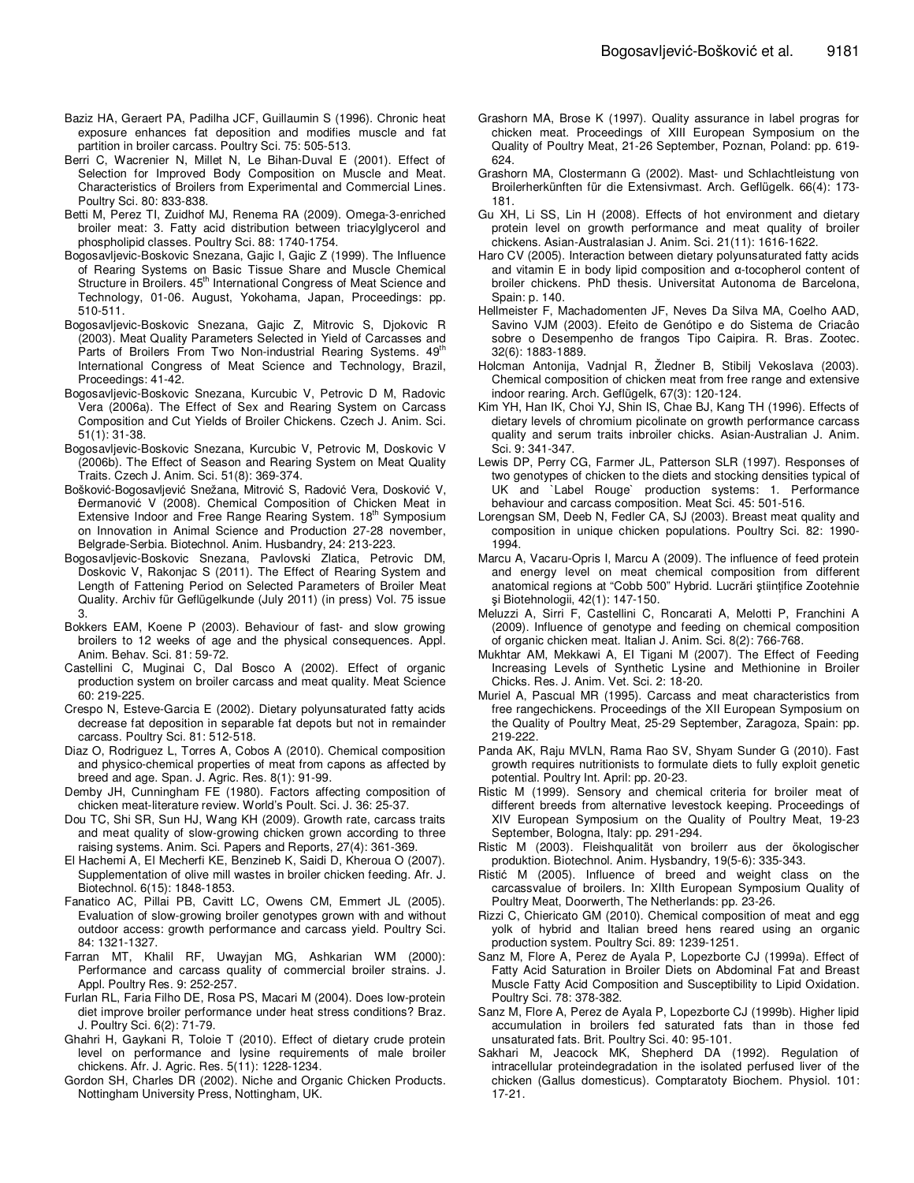Baziz HA, Geraert PA, Padilha JCF, Guillaumin S (1996). Chronic heat exposure enhances fat deposition and modifies muscle and fat partition in broiler carcass. Poultry Sci. 75: 505-513.

Berri C, Wacrenier N, Millet N, Le Bihan-Duval E (2001). Effect of Selection for Improved Body Composition on Muscle and Meat. Characteristics of Broilers from Experimental and Commercial Lines. Poultry Sci. 80: 833-838.

Betti M, Perez TI, Zuidhof MJ, Renema RA (2009). Omega-3-enriched broiler meat: 3. Fatty acid distribution between triacylglycerol and phospholipid classes. Poultry Sci. 88: 1740-1754.

Bogosavljevic-Boskovic Snezana, Gajic I, Gajic Z (1999). The Influence of Rearing Systems on Basic Tissue Share and Muscle Chemical Structure in Broilers. 45th International Congress of Meat Science and Technology, 01-06. August, Yokohama, Japan, Proceedings: pp. 510-511.

Bogosavljevic-Boskovic Snezana, Gajic Z, Mitrovic S, Djokovic R (2003). Meat Quality Parameters Selected in Yield of Carcasses and Parts of Broilers From Two Non-industrial Rearing Systems. 49th International Congress of Meat Science and Technology, Brazil, Proceedings: 41-42.

Bogosavljevic-Boskovic Snezana, Kurcubic V, Petrovic D M, Radovic Vera (2006a). The Effect of Sex and Rearing System on Carcass Composition and Cut Yields of Broiler Chickens. Czech J. Anim. Sci. 51(1): 31-38.

Bogosavljevic-Boskovic Snezana, Kurcubic V, Petrovic M, Doskovic V (2006b). The Effect of Season and Rearing System on Meat Quality Traits. Czech J. Anim. Sci. 51(8): 369-374.

Bošković-Bogosavljević Snežana, Mitrović S, Radović Vera, Dosković V, Đermanović V (2008). Chemical Composition of Chicken Meat in Extensive Indoor and Free Range Rearing System. 18th Symposium on Innovation in Animal Science and Production 27-28 november, Belgrade-Serbia. Biotechnol. Anim. Husbandry, 24: 213-223.

Bogosavljevic-Boskovic Snezana, Pavlovski Zlatica, Petrovic DM, Doskovic V, Rakonjac S (2011). The Effect of Rearing System and Length of Fattening Period on Selected Parameters of Broiler Meat Quality. Archiv für Geflügelkunde (July 2011) (in press) Vol. 75 issue 3.

Bokkers EAM, Koene P (2003). Behaviour of fast- and slow growing broilers to 12 weeks of age and the physical consequences. Appl. Anim. Behav. Sci. 81: 59-72.

Castellini C, Muginai C, Dal Bosco A (2002). Effect of organic production system on broiler carcass and meat quality. Meat Science 60: 219-225.

Crespo N, Esteve-Garcia E (2002). Dietary polyunsaturated fatty acids decrease fat deposition in separable fat depots but not in remainder carcass. Poultry Sci. 81: 512-518.

Diaz O, Rodriguez L, Torres A, Cobos A (2010). Chemical composition and physico-chemical properties of meat from capons as affected by breed and age. Span. J. Agric. Res. 8(1): 91-99.

Demby JH, Cunningham FE (1980). Factors affecting composition of chicken meat-literature review. World's Poult. Sci. J. 36: 25-37.

Dou TC, Shi SR, Sun HJ, Wang KH (2009). Growth rate, carcass traits and meat quality of slow-growing chicken grown according to three raising systems. Anim. Sci. Papers and Reports, 27(4): 361-369.

El Hachemi A, El Mecherfi KE, Benzineb K, Saidi D, Kheroua O (2007). Supplementation of olive mill wastes in broiler chicken feeding. Afr. J. Biotechnol. 6(15): 1848-1853.

Fanatico AC, Pillai PB, Cavitt LC, Owens CM, Emmert JL (2005). Evaluation of slow-growing broiler genotypes grown with and without outdoor access: growth performance and carcass yield. Poultry Sci. 84: 1321-1327.

Farran MT, Khalil RF, Uwayjan MG, Ashkarian WM (2000): Performance and carcass quality of commercial broiler strains. J. Appl. Poultry Res. 9: 252-257.

Furlan RL, Faria Filho DE, Rosa PS, Macari M (2004). Does low-protein diet improve broiler performance under heat stress conditions? Braz. J. Poultry Sci. 6(2): 71-79.

Ghahri H, Gaykani R, Toloie T (2010). Effect of dietary crude protein level on performance and lysine requirements of male broiler chickens. Afr. J. Agric. Res. 5(11): 1228-1234.

Gordon SH, Charles DR (2002). Niche and Organic Chicken Products. Nottingham University Press, Nottingham, UK.

Grashorn MA, Brose K (1997). Quality assurance in label progras for chicken meat. Proceedings of XIII European Symposium on the Quality of Poultry Meat, 21-26 September, Poznan, Poland: pp. 619-624.

Grashorn MA, Clostermann G (2002). Mast- und Schlachtleistung von Broilerherkünften für die Extensivmast. Arch. Geflügelk. 66(4): 173-181.

Gu XH, Li SS, Lin H (2008). Effects of hot environment and dietary protein level on growth performance and meat quality of broiler chickens. Asian-Australasian J. Anim. Sci. 21(11): 1616-1622.

Haro CV (2005). Interaction between dietary polyunsaturated fatty acids and vitamin E in body lipid composition and α-tocopherol content of broiler chickens. PhD thesis. Universitat Autonoma de Barcelona, Spain: p. 140.

Hellmeister F, Machadomenten JF, Neves Da Silva MA, Coelho AAD, Savino VJM (2003). Efeito de Genótipo e do Sistema de Criacão sobre o Desempenho de frangos Tipo Caipira. R. Bras. Zootec. 32(6): 1883-1889.

Holcman Antonija, Vadnjal R, Žledner B, Stibilj Vekoslava (2003). Chemical composition of chicken meat from free range and extensive indoor rearing. Arch. Geflügelk, 67(3): 120-124.

Kim YH, Han IK, Choi YJ, Shin IS, Chae BJ, Kang TH (1996). Effects of dietary levels of chromium picolinate on growth performance carcass quality and serum traits inbroiler chicks. Asian-Australian J. Anim. Sci. 9: 341-347.

Lewis DP, Perry CG, Farmer JL, Patterson SLR (1997). Responses of two genotypes of chicken to the diets and stocking densities typical of UK and `Label Rouge` production systems: 1. Performance behaviour and carcass composition. Meat Sci. 45: 501-516.

Lorengsan SM, Deeb N, Fedler CA, SJ (2003). Breast meat quality and composition in unique chicken populations. Poultry Sci. 82: 1990-1994.

Marcu A, Vacaru-Opris I, Marcu A (2009). The influence of feed protein and energy level on meat chemical composition from different anatomical regions at "Cobb 500" Hybrid. Lucrări ştiinţifice Zootehnie şi Biotehnologii, 42(1): 147-150.

Meluzzi A, Sirri F, Castellini C, Roncarati A, Melotti P, Franchini A (2009). Influence of genotype and feeding on chemical composition of organic chicken meat. Italian J. Anim. Sci. 8(2): 766-768.

Mukhtar AM, Mekkawi A, El Tigani M (2007). The Effect of Feeding Increasing Levels of Synthetic Lysine and Methionine in Broiler Chicks. Res. J. Anim. Vet. Sci. 2: 18-20.

Muriel A, Pascual MR (1995). Carcass and meat characteristics from free rangechickens. Proceedings of the XII European Symposium on the Quality of Poultry Meat, 25-29 September, Zaragoza, Spain: pp. 219-222.

Panda AK, Raju MVLN, Rama Rao SV, Shyam Sunder G (2010). Fast growth requires nutritionists to formulate diets to fully exploit genetic potential. Poultry Int. April: pp. 20-23.

Ristic M (1999). Sensory and chemical criteria for broiler meat of different breeds from alternative levestock keeping. Proceedings of XIV European Symposium on the Quality of Poultry Meat, 19-23 September, Bologna, Italy: pp. 291-294.

Ristic M (2003). Fleishqualität von broilerr aus der ökologischer produktion. Biotechnol. Anim. Hysbandry, 19(5-6): 335-343.

Ristić M (2005). Influence of breed and weight class on the carcassvalue of broilers. In: XIIth European Symposium Quality of Poultry Meat, Doorwerth, The Netherlands: pp. 23-26.

Rizzi C, Chiericato GM (2010). Chemical composition of meat and egg yolk of hybrid and Italian breed hens reared using an organic production system. Poultry Sci. 89: 1239-1251.

Sanz M, Flore A, Perez de Ayala P, Lopezborte CJ (1999a). Effect of Fatty Acid Saturation in Broiler Diets on Abdominal Fat and Breast Muscle Fatty Acid Composition and Susceptibility to Lipid Oxidation. Poultry Sci. 78: 378-382.

Sanz M, Flore A, Perez de Ayala P, Lopezborte CJ (1999b). Higher lipid accumulation in broilers fed saturated fats than in those fed unsaturated fats. Brit. Poultry Sci. 40: 95-101.

Sakhari M, Jeacock MK, Shepherd DA (1992). Regulation of intracellular proteindegradation in the isolated perfused liver of the chicken (Gallus domesticus). Comptaratoty Biochem. Physiol. 101: 17-21.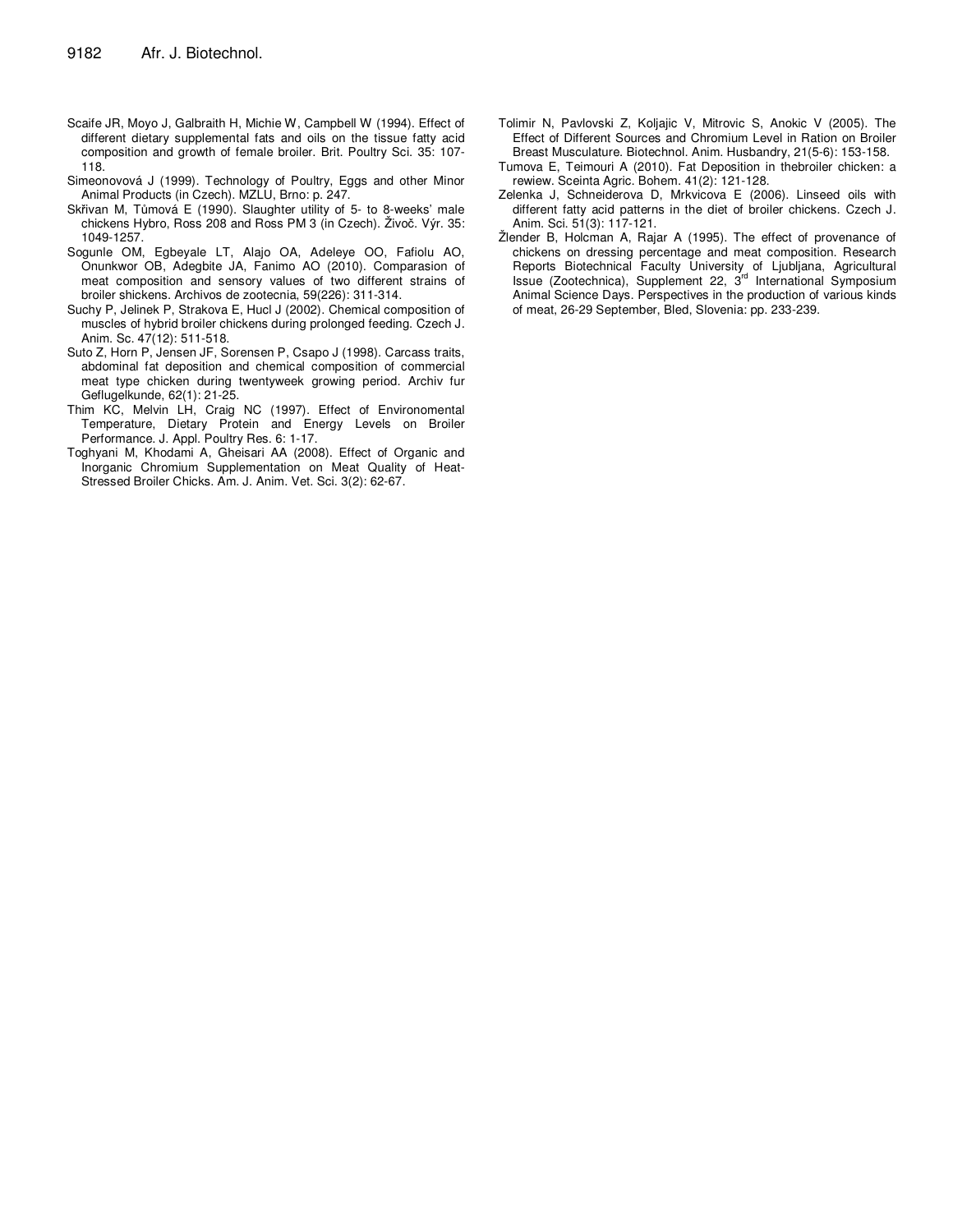Scaife JR, Moyo J, Galbraith H, Michie W, Campbell W (1994). Effect of different dietary supplemental fats and oils on the tissue fatty acid composition and growth of female broiler. Brit. Poultry Sci. 35: 107-118.

Simeonovová J (1999). Technology of Poultry, Eggs and other Minor Animal Products (in Czech). MZLU, Brno: p. 247.

Skřivan M, Tůmová E (1990). Slaughter utility of 5- to 8-weeks' male chickens Hybro, Ross 208 and Ross PM 3 (in Czech). Živoč. Výr. 35: 1049-1257.

Sogunle OM, Egbeyale LT, Alajo OA, Adeleye OO, Fafiolu AO, Onunkwor OB, Adegbite JA, Fanimo AO (2010). Comparasion of meat composition and sensory values of two different strains of broiler shickens. Archivos de zootecnia, 59(226): 311-314.

Suchy P, Jelinek P, Strakova E, Hucl J (2002). Chemical composition of muscles of hybrid broiler chickens during prolonged feeding. Czech J. Anim. Sc. 47(12): 511-518.

Suto Z, Horn P, Jensen JF, Sorensen P, Csapo J (1998). Carcass traits, abdominal fat deposition and chemical composition of commercial meat type chicken during twentyweek growing period. Archiv fur Geflugelkunde, 62(1): 21-25.

Thim KC, Melvin LH, Craig NC (1997). Effect of Environomental Temperature, Dietary Protein and Energy Levels on Broiler Performance. J. Appl. Poultry Res. 6: 1-17.

Toghyani M, Khodami A, Gheisari AA (2008). Effect of Organic and Inorganic Chromium Supplementation on Meat Quality of Heat-Stressed Broiler Chicks. Am. J. Anim. Vet. Sci. 3(2): 62-67.

Tolimir N, Pavlovski Z, Koljajic V, Mitrovic S, Anokic V (2005). The Effect of Different Sources and Chromium Level in Ration on Broiler Breast Musculature. Biotechnol. Anim. Husbandry, 21(5-6): 153-158.

Tumova E, Teimouri A (2010). Fat Deposition in thebroiler chicken: a rewiew. Sceinta Agric. Bohem. 41(2): 121-128.

Zelenka J, Schneiderova D, Mrkvicova E (2006). Linseed oils with different fatty acid patterns in the diet of broiler chickens. Czech J. Anim. Sci. 51(3): 117-121.

Žlender B, Holcman A, Rajar A (1995). The effect of provenance of chickens on dressing percentage and meat composition. Research Reports Biotechnical Faculty University of Ljubljana, Agricultural Issue (Zootechnica), Supplement 22, 3rd International Symposium Animal Science Days. Perspectives in the production of various kinds of meat, 26-29 September, Bled, Slovenia: pp. 233-239.